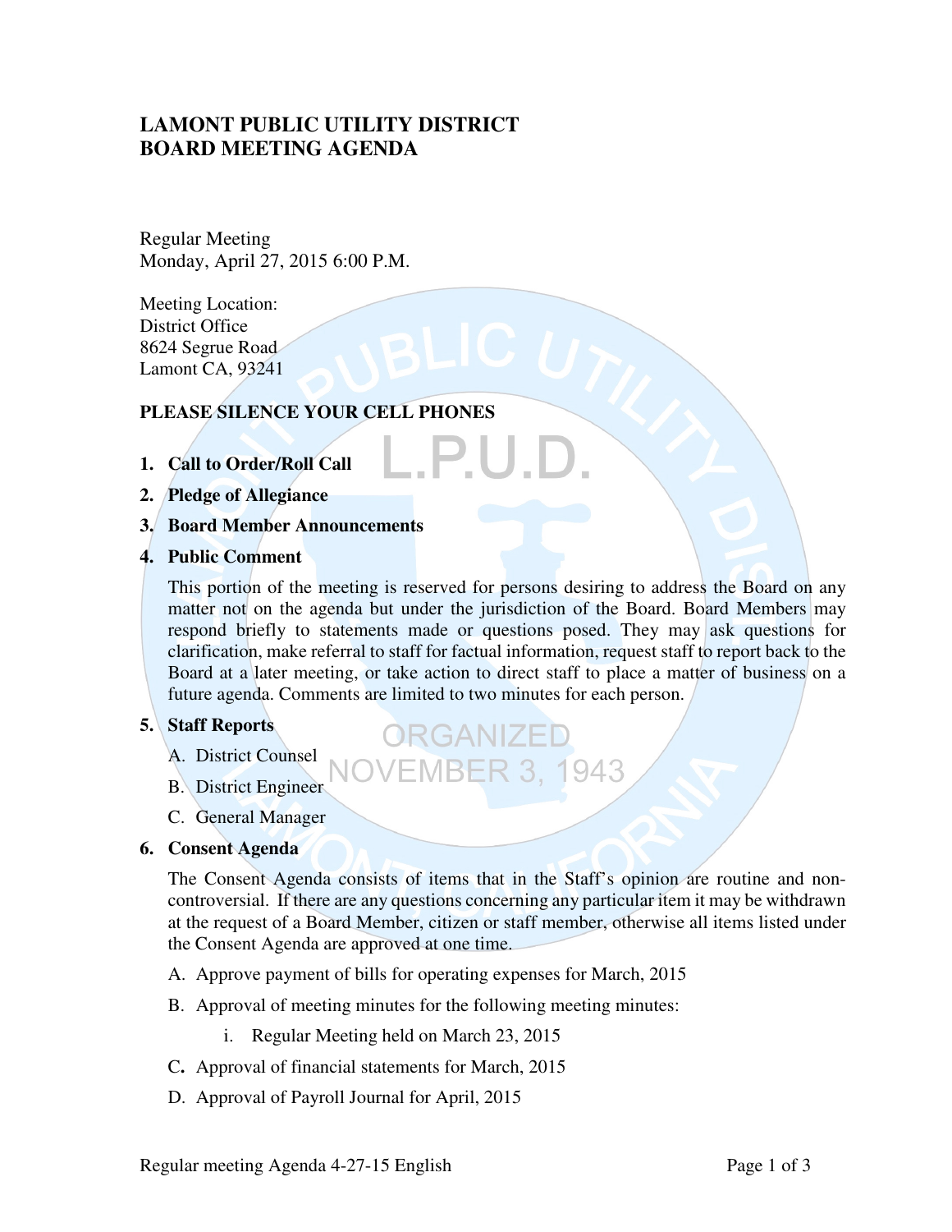# LAMONT PUBLIC UTILITY DISTRICT
# BOARD MEETING AGENDA

Regular Meeting
Monday, April 27, 2015 6:00 P.M.

Meeting Location:
District Office
8624 Segrue Road
Lamont CA, 93241

**PLEASE SILENCE YOUR CELL PHONES**

1. **Call to Order/Roll Call**
2. **Pledge of Allegiance**
3. **Board Member Announcements**
4. **Public Comment**

   This portion of the meeting is reserved for persons desiring to address the Board on any matter not on the agenda but under the jurisdiction of the Board. Board Members may respond briefly to statements made or questions posed. They may ask questions for clarification, make referral to staff for factual information, request staff to report back to the Board at a later meeting, or take action to direct staff to place a matter of business on a future agenda. Comments are limited to two minutes for each person.

5. **Staff Reports**
   - A. District Counsel
   - B. District Engineer
   - C. General Manager
6. **Consent Agenda**

   The Consent Agenda consists of items that in the Staff's opinion are routine and non-controversial. If there are any questions concerning any particular item it may be withdrawn at the request of a Board Member, citizen or staff member, otherwise all items listed under the Consent Agenda are approved at one time.

   - A. Approve payment of bills for operating expenses for March, 2015
   - B. Approval of meeting minutes for the following meeting minutes:
     - i. Regular Meeting held on March 23, 2015
   - C. Approval of financial statements for March, 2015
   - D. Approval of Payroll Journal for April, 2015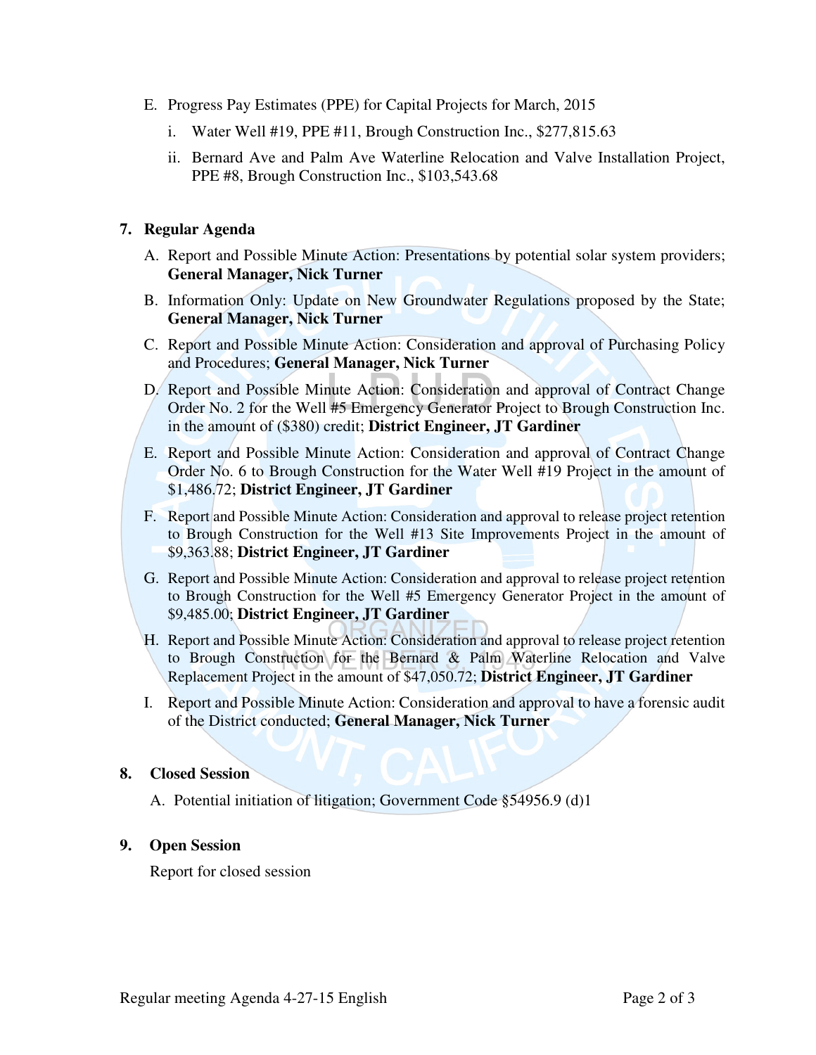E. Progress Pay Estimates (PPE) for Capital Projects for March, 2015
   i. Water Well #19, PPE #11, Brough Construction Inc., $277,815.63
   ii. Bernard Ave and Palm Ave Waterline Relocation and Valve Installation Project, PPE #8, Brough Construction Inc., $103,543.68

**7. Regular Agenda**

A. Report and Possible Minute Action: Presentations by potential solar system providers; **General Manager, Nick Turner**

B. Information Only: Update on New Groundwater Regulations proposed by the State; **General Manager, Nick Turner**

C. Report and Possible Minute Action: Consideration and approval of Purchasing Policy and Procedures; **General Manager, Nick Turner**

D. Report and Possible Minute Action: Consideration and approval of Contract Change Order No. 2 for the Well #5 Emergency Generator Project to Brough Construction Inc. in the amount of ($380) credit; **District Engineer, JT Gardiner**

E. Report and Possible Minute Action: Consideration and approval of Contract Change Order No. 6 to Brough Construction for the Water Well #19 Project in the amount of $1,486.72; **District Engineer, JT Gardiner**

F. Report and Possible Minute Action: Consideration and approval to release project retention to Brough Construction for the Well #13 Site Improvements Project in the amount of $9,363.88; **District Engineer, JT Gardiner**

G. Report and Possible Minute Action: Consideration and approval to release project retention to Brough Construction for the Well #5 Emergency Generator Project in the amount of $9,485.00; **District Engineer, JT Gardiner**

H. Report and Possible Minute Action: Consideration and approval to release project retention to Brough Construction for the Bernard & Palm Waterline Relocation and Valve Replacement Project in the amount of $47,050.72; **District Engineer, JT Gardiner**

I. Report and Possible Minute Action: Consideration and approval to have a forensic audit of the District conducted; **General Manager, Nick Turner**

**8. Closed Session**

A. Potential initiation of litigation; Government Code §54956.9 (d)1

**9. Open Session**

Report for closed session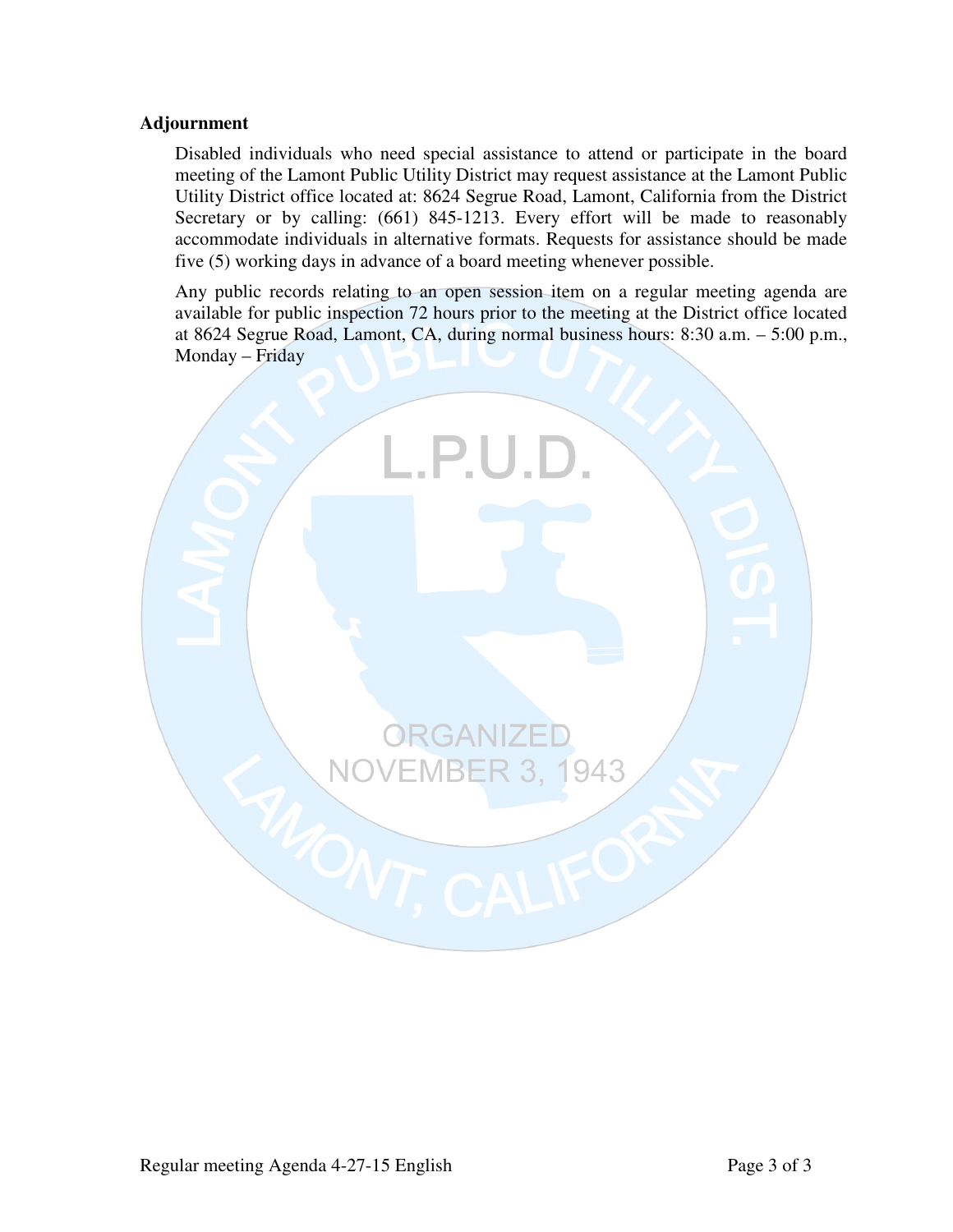**Adjournment**

Disabled individuals who need special assistance to attend or participate in the board meeting of the Lamont Public Utility District may request assistance at the Lamont Public Utility District office located at: 8624 Segrue Road, Lamont, California from the District Secretary or by calling: (661) 845-1213. Every effort will be made to reasonably accommodate individuals in alternative formats. Requests for assistance should be made five (5) working days in advance of a board meeting whenever possible.

Any public records relating to an open session item on a regular meeting agenda are available for public inspection 72 hours prior to the meeting at the District office located at 8624 Segrue Road, Lamont, CA, during normal business hours: 8:30 a.m. – 5:00 p.m., Monday – Friday